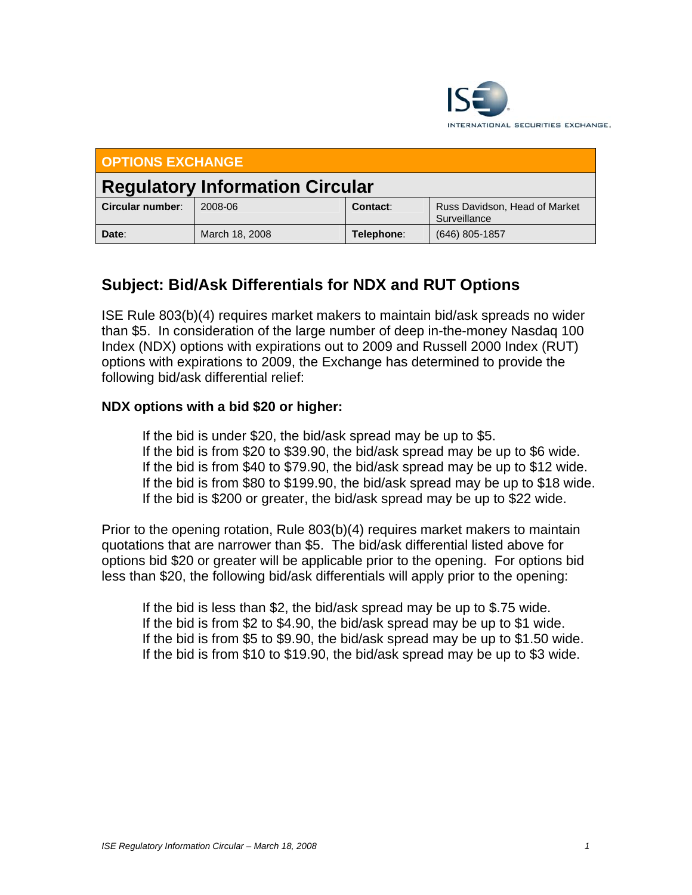ISE INTERNATIONAL SECURITIES EXCHANGE

**OPTIONS EXCHANGE**

# Regulatory Information Circular

| **Circular number**: | 2008-06 | **Contact**: | Russ Davidson, Head of Market Surveillance |
|---|---|---|---|
| **Date**: | March 18, 2008 | **Telephone**: | (646) 805-1857 |

## Subject: Bid/Ask Differentials for NDX and RUT Options

ISE Rule 803(b)(4) requires market makers to maintain bid/ask spreads no wider than $5. In consideration of the large number of deep in-the-money Nasdaq 100 Index (NDX) options with expirations out to 2009 and Russell 2000 Index (RUT) options with expirations to 2009, the Exchange has determined to provide the following bid/ask differential relief:

**NDX options with a bid $20 or higher:**

If the bid is under $20, the bid/ask spread may be up to $5.
If the bid is from $20 to $39.90, the bid/ask spread may be up to $6 wide.
If the bid is from $40 to $79.90, the bid/ask spread may be up to $12 wide.
If the bid is from $80 to $199.90, the bid/ask spread may be up to $18 wide.
If the bid is $200 or greater, the bid/ask spread may be up to $22 wide.

Prior to the opening rotation, Rule 803(b)(4) requires market makers to maintain quotations that are narrower than $5. The bid/ask differential listed above for options bid $20 or greater will be applicable prior to the opening. For options bid less than $20, the following bid/ask differentials will apply prior to the opening:

If the bid is less than $2, the bid/ask spread may be up to $.75 wide.
If the bid is from $2 to $4.90, the bid/ask spread may be up to $1 wide.
If the bid is from $5 to $9.90, the bid/ask spread may be up to $1.50 wide.
If the bid is from $10 to $19.90, the bid/ask spread may be up to $3 wide.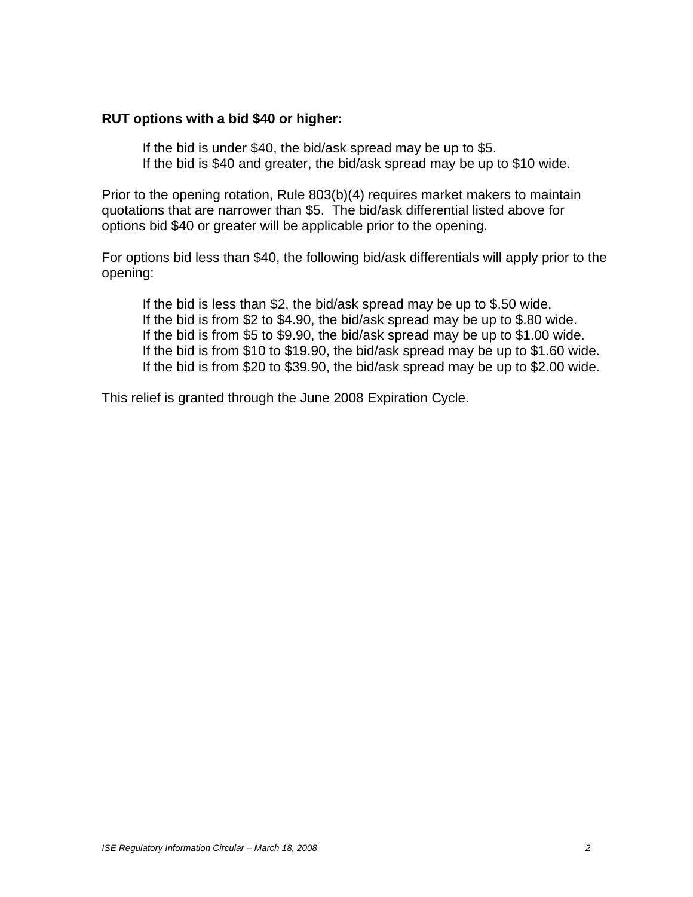**RUT options with a bid $40 or higher:**

If the bid is under $40, the bid/ask spread may be up to $5.
If the bid is $40 and greater, the bid/ask spread may be up to $10 wide.

Prior to the opening rotation, Rule 803(b)(4) requires market makers to maintain quotations that are narrower than $5. The bid/ask differential listed above for options bid $40 or greater will be applicable prior to the opening.

For options bid less than $40, the following bid/ask differentials will apply prior to the opening:

If the bid is less than $2, the bid/ask spread may be up to $.50 wide.
If the bid is from $2 to $4.90, the bid/ask spread may be up to $.80 wide.
If the bid is from $5 to $9.90, the bid/ask spread may be up to $1.00 wide.
If the bid is from $10 to $19.90, the bid/ask spread may be up to $1.60 wide.
If the bid is from $20 to $39.90, the bid/ask spread may be up to $2.00 wide.

This relief is granted through the June 2008 Expiration Cycle.